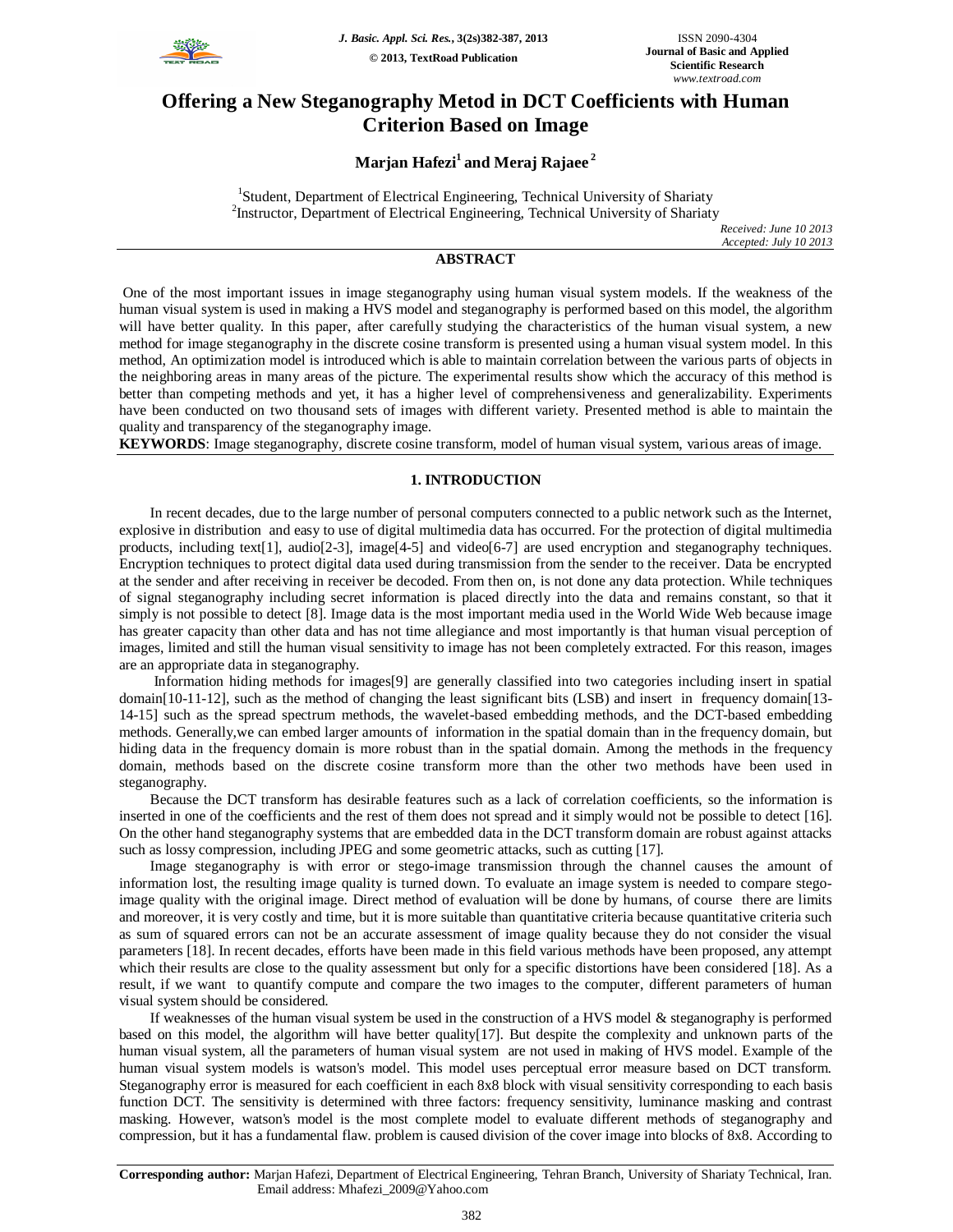# Offering a New Steganography Metod in DCT Coefficients with Human Criterion Based on Image

**Marjan Hafezi[1] and Meraj Rajaee[2]**

[1]Student, Department of Electrical Engineering, Technical University of Shariaty
[2]Instructor, Department of Electrical Engineering, Technical University of Shariaty

*Received: June 10 2013*
*Accepted: July 10 2013*

## ABSTRACT

One of the most important issues in image steganography using human visual system models. If the weakness of the human visual system is used in making a HVS model and steganography is performed based on this model, the algorithm will have better quality. In this paper, after carefully studying the characteristics of the human visual system, a new method for image steganography in the discrete cosine transform is presented using a human visual system model. In this method, An optimization model is introduced which is able to maintain correlation between the various parts of objects in the neighboring areas in many areas of the picture. The experimental results show which the accuracy of this method is better than competing methods and yet, it has a higher level of comprehensiveness and generalizability. Experiments have been conducted on two thousand sets of images with different variety. Presented method is able to maintain the quality and transparency of the steganography image.

**KEYWORDS**: Image steganography, discrete cosine transform, model of human visual system, various areas of image.

## 1. INTRODUCTION

In recent decades, due to the large number of personal computers connected to a public network such as the Internet, explosive in distribution and easy to use of digital multimedia data has occurred. For the protection of digital multimedia products, including text[1], audio[2-3], image[4-5] and video[6-7] are used encryption and steganography techniques. Encryption techniques to protect digital data used during transmission from the sender to the receiver. Data be encrypted at the sender and after receiving in receiver be decoded. From then on, is not done any data protection. While techniques of signal steganography including secret information is placed directly into the data and remains constant, so that it simply is not possible to detect [8]. Image data is the most important media used in the World Wide Web because image has greater capacity than other data and has not time allegiance and most importantly is that human visual perception of images, limited and still the human visual sensitivity to image has not been completely extracted. For this reason, images are an appropriate data in steganography.

Information hiding methods for images[9] are generally classified into two categories including insert in spatial domain[10-11-12], such as the method of changing the least significant bits (LSB) and insert in frequency domain[13-14-15] such as the spread spectrum methods, the wavelet-based embedding methods, and the DCT-based embedding methods. Generally,we can embed larger amounts of information in the spatial domain than in the frequency domain, but hiding data in the frequency domain is more robust than in the spatial domain. Among the methods in the frequency domain, methods based on the discrete cosine transform more than the other two methods have been used in steganography.

Because the DCT transform has desirable features such as a lack of correlation coefficients, so the information is inserted in one of the coefficients and the rest of them does not spread and it simply would not be possible to detect [16]. On the other hand steganography systems that are embedded data in the DCT transform domain are robust against attacks such as lossy compression, including JPEG and some geometric attacks, such as cutting [17].

Image steganography is with error or stego-image transmission through the channel causes the amount of information lost, the resulting image quality is turned down. To evaluate an image system is needed to compare stego-image quality with the original image. Direct method of evaluation will be done by humans, of course there are limits and moreover, it is very costly and time, but it is more suitable than quantitative criteria because quantitative criteria such as sum of squared errors can not be an accurate assessment of image quality because they do not consider the visual parameters [18]. In recent decades, efforts have been made in this field various methods have been proposed, any attempt which their results are close to the quality assessment but only for a specific distortions have been considered [18]. As a result, if we want to quantify compute and compare the two images to the computer, different parameters of human visual system should be considered.

If weaknesses of the human visual system be used in the construction of a HVS model & steganography is performed based on this model, the algorithm will have better quality[17]. But despite the complexity and unknown parts of the human visual system, all the parameters of human visual system are not used in making of HVS model. Example of the human visual system models is watson's model. This model uses perceptual error measure based on DCT transform. Steganography error is measured for each coefficient in each 8x8 block with visual sensitivity corresponding to each basis function DCT. The sensitivity is determined with three factors: frequency sensitivity, luminance masking and contrast masking. However, watson's model is the most complete model to evaluate different methods of steganography and compression, but it has a fundamental flaw. problem is caused division of the cover image into blocks of 8x8. According to

**Corresponding author:** Marjan Hafezi, Department of Electrical Engineering, Tehran Branch, University of Shariaty Technical, Iran. Email address: Mhafezi_2009@Yahoo.com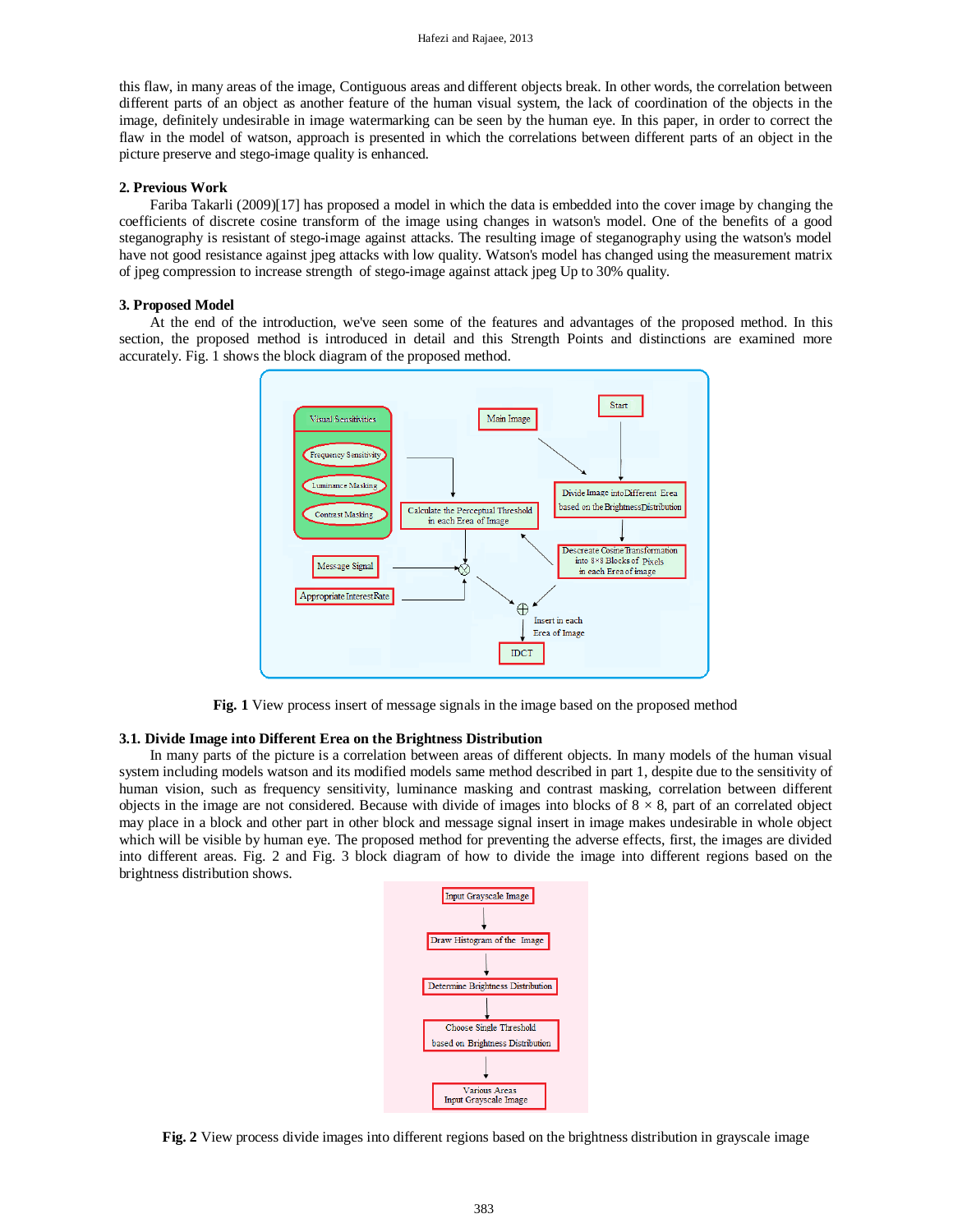this flaw, in many areas of the image, Contiguous areas and different objects break. In other words, the correlation between different parts of an object as another feature of the human visual system, the lack of coordination of the objects in the image, definitely undesirable in image watermarking can be seen by the human eye. In this paper, in order to correct the flaw in the model of watson, approach is presented in which the correlations between different parts of an object in the picture preserve and stego-image quality is enhanced.

## 2. Previous Work

Fariba Takarli (2009)[17] has proposed a model in which the data is embedded into the cover image by changing the coefficients of discrete cosine transform of the image using changes in watson's model. One of the benefits of a good steganography is resistant of stego-image against attacks. The resulting image of steganography using the watson's model have not good resistance against jpeg attacks with low quality. Watson's model has changed using the measurement matrix of jpeg compression to increase strength of stego-image against attack jpeg Up to 30% quality.

## 3. Proposed Model

At the end of the introduction, we've seen some of the features and advantages of the proposed method. In this section, the proposed method is introduced in detail and this Strength Points and distinctions are examined more accurately. Fig. 1 shows the block diagram of the proposed method.

**Fig. 1** View process insert of message signals in the image based on the proposed method

### 3.1. Divide Image into Different Erea on the Brightness Distribution

In many parts of the picture is a correlation between areas of different objects. In many models of the human visual system including models watson and its modified models same method described in part 1, despite due to the sensitivity of human vision, such as frequency sensitivity, luminance masking and contrast masking, correlation between different objects in the image are not considered. Because with divide of images into blocks of 8 × 8, part of an correlated object may place in a block and other part in other block and message signal insert in image makes undesirable in whole object which will be visible by human eye. The proposed method for preventing the adverse effects, first, the images are divided into different areas. Fig. 2 and Fig. 3 block diagram of how to divide the image into different regions based on the brightness distribution shows.

**Fig. 2** View process divide images into different regions based on the brightness distribution in grayscale image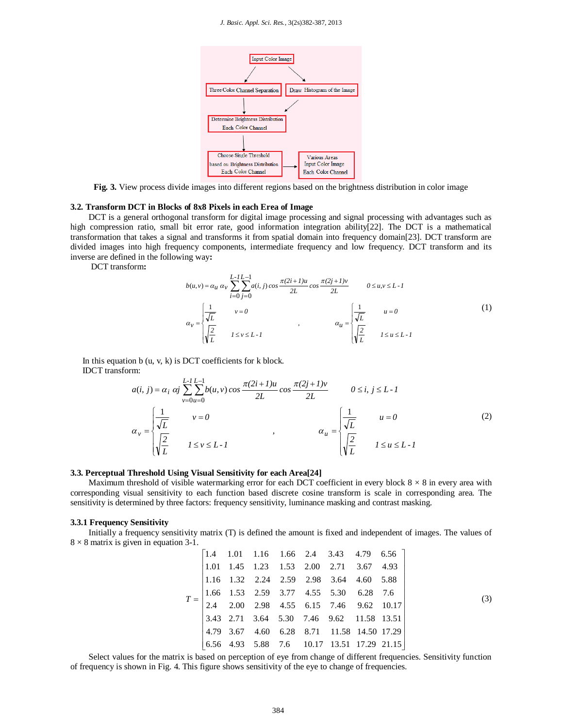Input Color Image

Three Color Channel Separation | Draw Histogram of the Image

Determine Brightness Distribution Each Color Channel

Choose Single Threshold based on Brightness Distribution Each Color Channel → Various Areas Input Color Image Each Color Channel

**Fig. 3.** View process divide images into different regions based on the brightness distribution in color image

### 3.2. Transform DCT in Blocks of 8x8 Pixels in each Erea of Image

DCT is a general orthogonal transform for digital image processing and signal processing with advantages such as high compression ratio, small bit error rate, good information integration ability[22]. The DCT is a mathematical transformation that takes a signal and transforms it from spatial domain into frequency domain[23]. DCT transform are divided images into high frequency components, intermediate frequency and low frequency. DCT transform and its inverse are defined in the following way**:**

DCT transform**:**

$$b(u,v) = \alpha_u\, \alpha_v \sum_{i=0}^{L-1}\sum_{j=0}^{L-1} a(i,j)\cos\frac{\pi(2i+1)u}{2L}\cos\frac{\pi(2j+1)v}{2L} \qquad 0 \le u,v \le L-1$$

$$\alpha_v = \begin{cases} \frac{1}{\sqrt{L}} & v=0 \\ \sqrt{\frac{2}{L}} & 1 \le v \le L-1 \end{cases} \quad , \quad \alpha_u = \begin{cases} \frac{1}{\sqrt{L}} & u=0 \\ \sqrt{\frac{2}{L}} & 1 \le u \le L-1 \end{cases} \tag{1}$$

In this equation b (u, v, k) is DCT coefficients for k block.

IDCT transform:

$$a(i,j) = \alpha_i\, \alpha j \sum_{v=0}^{L-1}\sum_{u=0}^{L-1} b(u,v)\cos\frac{\pi(2i+1)u}{2L}\cos\frac{\pi(2j+1)v}{2L} \qquad 0 \le i,j \le L-1$$

$$\alpha_v = \begin{cases} \frac{1}{\sqrt{L}} & v=0 \\ \sqrt{\frac{2}{L}} & 1 \le v \le L-1 \end{cases} \quad , \quad \alpha_u = \begin{cases} \frac{1}{\sqrt{L}} & u=0 \\ \sqrt{\frac{2}{L}} & 1 \le u \le L-1 \end{cases} \tag{2}$$

### 3.3. Perceptual Threshold Using Visual Sensitivity for each Area[24]

Maximum threshold of visible watermarking error for each DCT coefficient in every block 8 × 8 in every area with corresponding visual sensitivity to each function based discrete cosine transform is scale in corresponding area. The sensitivity is determined by three factors: frequency sensitivity, luminance masking and contrast masking.

#### 3.3.1 Frequency Sensitivity

Initially a frequency sensitivity matrix (T) is defined the amount is fixed and independent of images. The values of 8 × 8 matrix is given in equation 3-1.

$$T = \begin{bmatrix} 1.4 & 1.01 & 1.16 & 1.66 & 2.4 & 3.43 & 4.79 & 6.56 \\ 1.01 & 1.45 & 1.23 & 1.53 & 2.00 & 2.71 & 3.67 & 4.93 \\ 1.16 & 1.32 & 2.24 & 2.59 & 2.98 & 3.64 & 4.60 & 5.88 \\ 1.66 & 1.53 & 2.59 & 3.77 & 4.55 & 5.30 & 6.28 & 7.6 \\ 2.4 & 2.00 & 2.98 & 4.55 & 6.15 & 7.46 & 9.62 & 10.17 \\ 3.43 & 2.71 & 3.64 & 5.30 & 7.46 & 9.62 & 11.58 & 13.51 \\ 4.79 & 3.67 & 4.60 & 6.28 & 8.71 & 11.58 & 14.50 & 17.29 \\ 6.56 & 4.93 & 5.88 & 7.6 & 10.17 & 13.51 & 17.29 & 21.15 \end{bmatrix} \tag{3}$$

Select values for the matrix is based on perception of eye from change of different frequencies. Sensitivity function of frequency is shown in Fig. 4. This figure shows sensitivity of the eye to change of frequencies.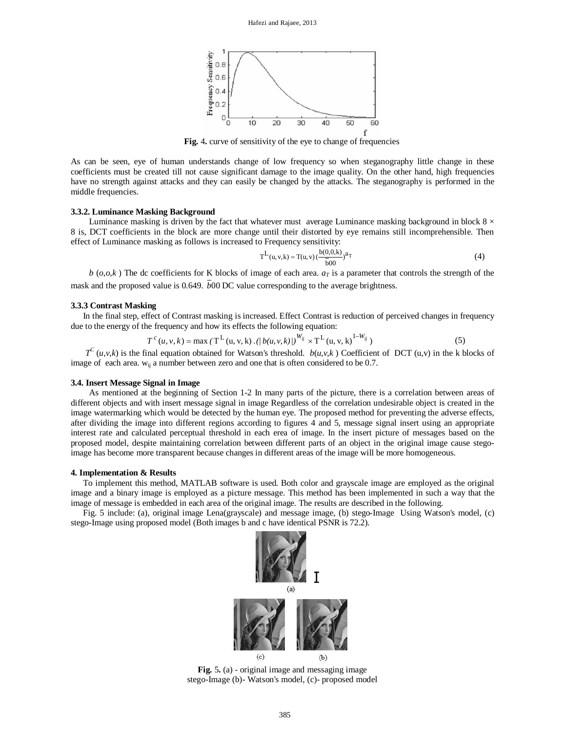**Fig.** 4. curve of sensitivity of the eye to change of frequencies

As can be seen, eye of human understands change of low frequency so when steganography little change in these coefficients must be created till not cause significant damage to the image quality. On the other hand, high frequencies have no strength against attacks and they can easily be changed by the attacks. The steganography is performed in the middle frequencies.

### 3.3.2. Luminance Masking Background

Luminance masking is driven by the fact that whatever must average Luminance masking background in block 8 × 8 is, DCT coefficients in the block are more change until their distorted by eye remains still incomprehensible. Then effect of Luminance masking as follows is increased to Frequency sensitivity:

$$T^{L}(u,v,k) = T(u,v)\left(\frac{b(0,0,k)}{\bar{b}00}\right)^{a_T} \quad (4)$$

$b(o,o,k)$ The dc coefficients for K blocks of image of each area. $a_T$ is a parameter that controls the strength of the mask and the proposed value is 0.649. $\bar{b}00$ DC value corresponding to the average brightness.

### 3.3.3 Contrast Masking

In the final step, effect of Contrast masking is increased. Effect Contrast is reduction of perceived changes in frequency due to the energy of the frequency and how its effects the following equation:

$$T^{c}(u,v,k) = \max\left(T^{L}(u,v,k)\,.\,(|b(u,v,k)|)^{W_{ij}} \times T^{L}(u,v,k)^{1-W_{ij}}\right) \quad (5)$$

$T^{C}(u,v,k)$ is the final equation obtained for Watson's threshold. $b(u,v,k)$ Coefficient of DCT (u,v) in the k blocks of image of each area. $w_{ij}$ a number between zero and one that is often considered to be 0.7.

### 3.4. Insert Message Signal in Image

As mentioned at the beginning of Section 1-2 In many parts of the picture, there is a correlation between areas of different objects and with insert message signal in image Regardless of the correlation undesirable object is created in the image watermarking which would be detected by the human eye. The proposed method for preventing the adverse effects, after dividing the image into different regions according to figures 4 and 5, message signal insert using an appropriate interest rate and calculated perceptual threshold in each erea of image. In the insert picture of messages based on the proposed model, despite maintaining correlation between different parts of an object in the original image cause stego-image has become more transparent because changes in different areas of the image will be more homogeneous.

## 4. Implementation & Results

To implement this method, MATLAB software is used. Both color and grayscale image are employed as the original image and a binary image is employed as a picture message. This method has been implemented in such a way that the image of message is embedded in each area of the original image. The results are described in the following.

Fig. 5 include: (a), original image Lena(grayscale) and message image, (b) stego-Image Using Watson's model, (c) stego-Image using proposed model (Both images b and c have identical PSNR is 72.2).

**Fig.** 5. (a) - original image and messaging image
stego-Image (b)- Watson's model, (c)- proposed model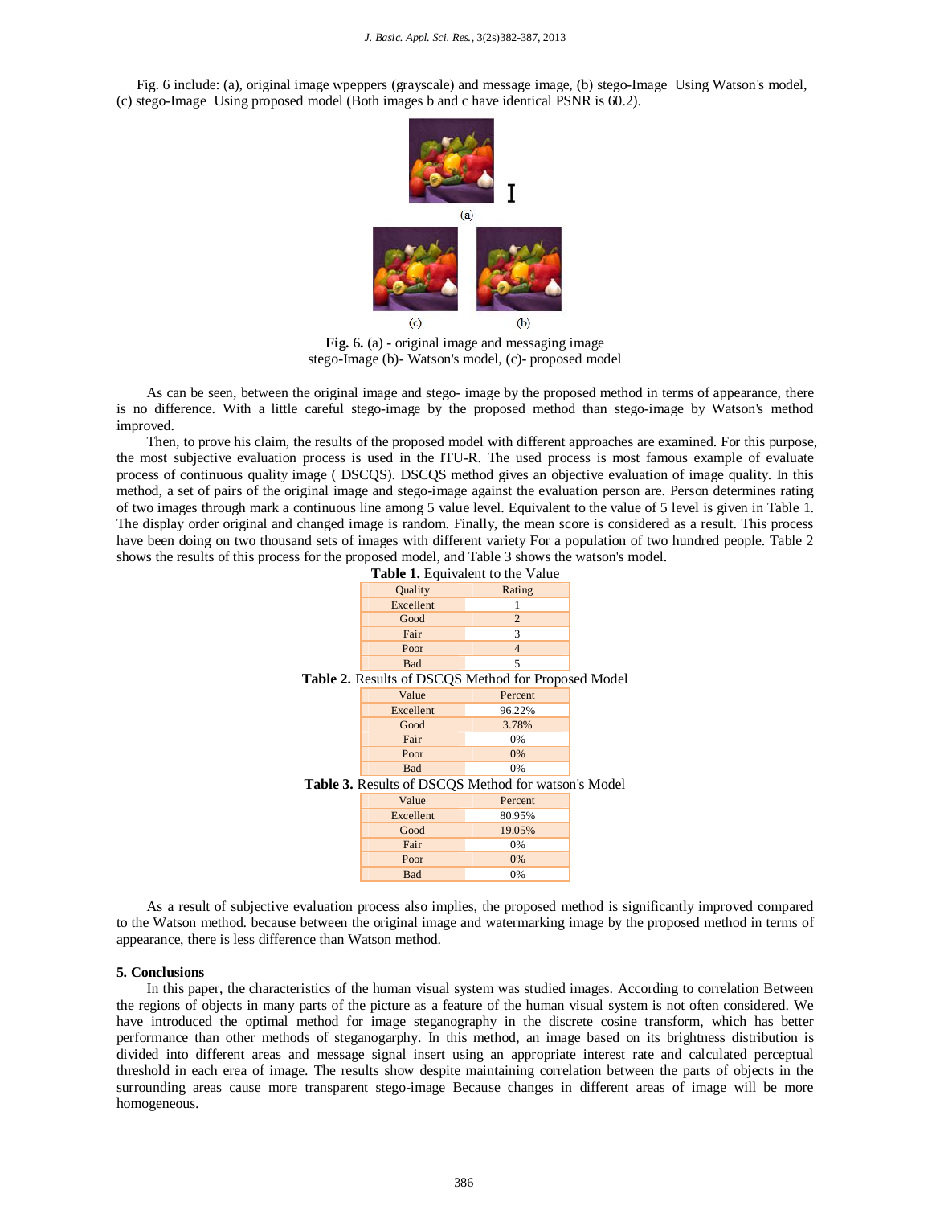Fig. 6 include: (a), original image wpeppers (grayscale) and message image, (b) stego-Image Using Watson's model, (c) stego-Image Using proposed model (Both images b and c have identical PSNR is 60.2).

**Fig.** 6. (a) - original image and messaging image stego-Image (b)- Watson's model, (c)- proposed model

As can be seen, between the original image and stego- image by the proposed method in terms of appearance, there is no difference. With a little careful stego-image by the proposed method than stego-image by Watson's method improved.

Then, to prove his claim, the results of the proposed model with different approaches are examined. For this purpose, the most subjective evaluation process is used in the ITU-R. The used process is most famous example of evaluate process of continuous quality image ( DSCQS). DSCQS method gives an objective evaluation of image quality. In this method, a set of pairs of the original image and stego-image against the evaluation person are. Person determines rating of two images through mark a continuous line among 5 value level. Equivalent to the value of 5 level is given in Table 1. The display order original and changed image is random. Finally, the mean score is considered as a result. This process have been doing on two thousand sets of images with different variety For a population of two hundred people. Table 2 shows the results of this process for the proposed model, and Table 3 shows the watson's model.

**Table 1.** Equivalent to the Value

| Quality | Rating |
|---|---|
| Excellent | 1 |
| Good | 2 |
| Fair | 3 |
| Poor | 4 |
| Bad | 5 |

**Table 2.** Results of DSCQS Method for Proposed Model

| Value | Percent |
|---|---|
| Excellent | 96.22% |
| Good | 3.78% |
| Fair | 0% |
| Poor | 0% |
| Bad | 0% |

**Table 3.** Results of DSCQS Method for watson's Model

| Value | Percent |
|---|---|
| Excellent | 80.95% |
| Good | 19.05% |
| Fair | 0% |
| Poor | 0% |
| Bad | 0% |

As a result of subjective evaluation process also implies, the proposed method is significantly improved compared to the Watson method. because between the original image and watermarking image by the proposed method in terms of appearance, there is less difference than Watson method.

## 5. Conclusions

In this paper, the characteristics of the human visual system was studied images. According to correlation Between the regions of objects in many parts of the picture as a feature of the human visual system is not often considered. We have introduced the optimal method for image steganography in the discrete cosine transform, which has better performance than other methods of steganogarphy. In this method, an image based on its brightness distribution is divided into different areas and message signal insert using an appropriate interest rate and calculated perceptual threshold in each erea of image. The results show despite maintaining correlation between the parts of objects in the surrounding areas cause more transparent stego-image Because changes in different areas of image will be more homogeneous.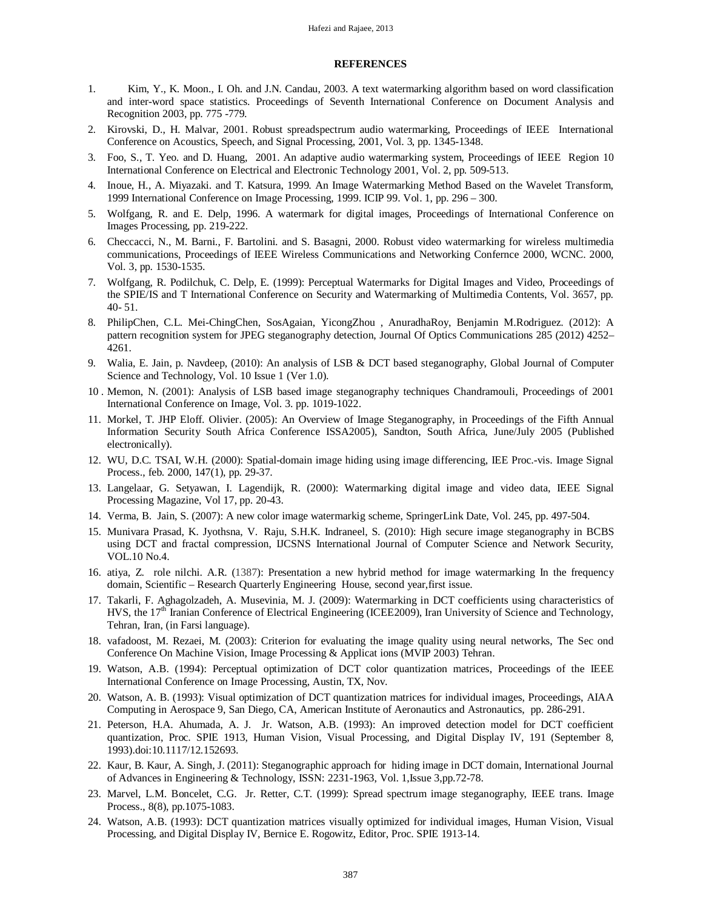## REFERENCES

1. Kim, Y., K. Moon., I. Oh. and J.N. Candau, 2003. A text watermarking algorithm based on word classification and inter-word space statistics. Proceedings of Seventh International Conference on Document Analysis and Recognition 2003, pp. 775 -779.
2. Kirovski, D., H. Malvar, 2001. Robust spreadspectrum audio watermarking, Proceedings of IEEE International Conference on Acoustics, Speech, and Signal Processing, 2001, Vol. 3, pp. 1345-1348.
3. Foo, S., T. Yeo. and D. Huang, 2001. An adaptive audio watermarking system, Proceedings of IEEE Region 10 International Conference on Electrical and Electronic Technology 2001, Vol. 2, pp. 509-513.
4. Inoue, H., A. Miyazaki. and T. Katsura, 1999. An Image Watermarking Method Based on the Wavelet Transform, 1999 International Conference on Image Processing, 1999. ICIP 99. Vol. 1, pp. 296 – 300.
5. Wolfgang, R. and E. Delp, 1996. A watermark for digital images, Proceedings of International Conference on Images Processing, pp. 219-222.
6. Checcacci, N., M. Barni., F. Bartolini. and S. Basagni, 2000. Robust video watermarking for wireless multimedia communications, Proceedings of IEEE Wireless Communications and Networking Confernce 2000, WCNC. 2000, Vol. 3, pp. 1530-1535.
7. Wolfgang, R. Podilchuk, C. Delp, E. (1999): Perceptual Watermarks for Digital Images and Video, Proceedings of the SPIE/IS and T International Conference on Security and Watermarking of Multimedia Contents, Vol. 3657, pp. 40- 51.
8. PhilipChen, C.L. Mei-ChingChen, SosAgaian, YicongZhou , AnuradhaRoy, Benjamin M.Rodriguez. (2012): A pattern recognition system for JPEG steganography detection, Journal Of Optics Communications 285 (2012) 4252–4261.
9. Walia, E. Jain, p. Navdeep, (2010): An analysis of LSB & DCT based steganography, Global Journal of Computer Science and Technology, Vol. 10 Issue 1 (Ver 1.0).
10. Memon, N. (2001): Analysis of LSB based image steganography techniques Chandramouli, Proceedings of 2001 International Conference on Image, Vol. 3. pp. 1019-1022.
11. Morkel, T. JHP Eloff. Olivier. (2005): An Overview of Image Steganography, in Proceedings of the Fifth Annual Information Security South Africa Conference ISSA2005), Sandton, South Africa, June/July 2005 (Published electronically).
12. WU, D.C. TSAI, W.H. (2000): Spatial-domain image hiding using image differencing, IEE Proc.-vis. Image Signal Process., feb. 2000, 147(1), pp. 29-37.
13. Langelaar, G. Setyawan, I. Lagendijk, R. (2000): Watermarking digital image and video data, IEEE Signal Processing Magazine, Vol 17, pp. 20-43.
14. Verma, B. Jain, S. (2007): A new color image watermarkig scheme, SpringerLink Date, Vol. 245, pp. 497-504.
15. Munivara Prasad, K. Jyothsna, V. Raju, S.H.K. Indraneel, S. (2010): High secure image steganography in BCBS using DCT and fractal compression, IJCSNS International Journal of Computer Science and Network Security, VOL.10 No.4.
16. atiya, Z. role nilchi. A.R. (1387): Presentation a new hybrid method for image watermarking In the frequency domain, Scientific – Research Quarterly Engineering House, second year,first issue.
17. Takarli, F. Aghagolzadeh, A. Musevinia, M. J. (2009): Watermarking in DCT coefficients using characteristics of HVS, the 17th Iranian Conference of Electrical Engineering (ICEE2009), Iran University of Science and Technology, Tehran, Iran, (in Farsi language).
18. vafadoost, M. Rezaei, M. (2003): Criterion for evaluating the image quality using neural networks, The Sec ond Conference On Machine Vision, Image Processing & Applicat ions (MVIP 2003) Tehran.
19. Watson, A.B. (1994): Perceptual optimization of DCT color quantization matrices, Proceedings of the IEEE International Conference on Image Processing, Austin, TX, Nov.
20. Watson, A. B. (1993): Visual optimization of DCT quantization matrices for individual images, Proceedings, AIAA Computing in Aerospace 9, San Diego, CA, American Institute of Aeronautics and Astronautics, pp. 286-291.
21. Peterson, H.A. Ahumada, A. J. Jr. Watson, A.B. (1993): An improved detection model for DCT coefficient quantization, Proc. SPIE 1913, Human Vision, Visual Processing, and Digital Display IV, 191 (September 8, 1993).doi:10.1117/12.152693.
22. Kaur, B. Kaur, A. Singh, J. (2011): Steganographic approach for hiding image in DCT domain, International Journal of Advances in Engineering & Technology, ISSN: 2231-1963, Vol. 1,Issue 3,pp.72-78.
23. Marvel, L.M. Boncelet, C.G. Jr. Retter, C.T. (1999): Spread spectrum image steganography, IEEE trans. Image Process., 8(8), pp.1075-1083.
24. Watson, A.B. (1993): DCT quantization matrices visually optimized for individual images, Human Vision, Visual Processing, and Digital Display IV, Bernice E. Rogowitz, Editor, Proc. SPIE 1913-14.